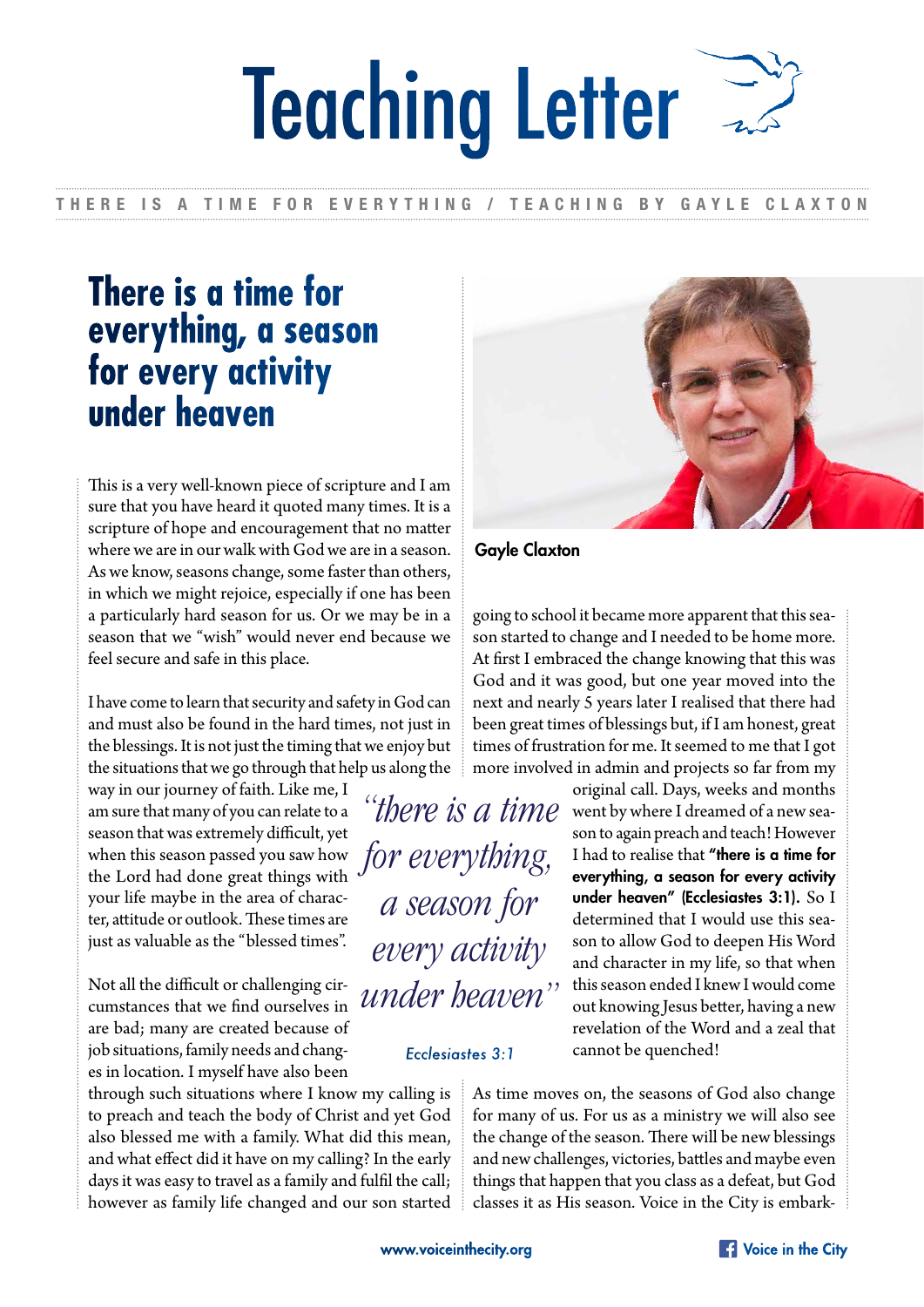# Teaching Letter

THERE IS A TIME FOR EVERYTHING / TEACHING BY GAYLE CLAXTON

## There is a time for everything, a season for every activity under heaven

Gayle Claxton

This is a very well-known piece of scripture and I am sure that you have heard it quoted many times. It is a scripture of hope and encouragement that no matter where we are in our walk with God we are in a season. As we know, seasons change, some faster than others, in which we might rejoice, especially if one has been a particularly hard season for us. Or we may be in a season that we "wish" would never end because we feel secure and safe in this place.

I have come to learn that security and safety in God can and must also be found in the hard times, not just in the blessings. It is not just the timing that we enjoy but the situations that we go through that help us along the way in our journey of faith. Like me, I am sure that many of you can relate to a season that was extremely difficult, yet when this season passed you saw how the Lord had done great things with your life maybe in the area of character, attitude or outlook. These times are just as valuable as the "blessed times".

Not all the difficult or challenging circumstances that we find ourselves in are bad; many are created because of job situations, family needs and changes in location. I myself have also been through such situations where I know my calling is to preach and teach the body of Christ and yet God also blessed me with a family. What did this mean, and what effect did it have on my calling? In the early days it was easy to travel as a family and fulfil the call; however as family life changed and our son started going to school it became more apparent that this season started to change and I needed to be home more. At first I embraced the change knowing that this was God and it was good, but one year moved into the next and nearly 5 years later I realised that there had been great times of blessings but, if I am honest, great times of frustration for me. It seemed to me that I got more involved in admin and projects so far from my original call. Days, weeks and months went by where I dreamed of a new season to again preach and teach! However I had to realise that **"there is a time for everything, a season for every activity under heaven" (Ecclesiastes 3:1).** So I determined that I would use this season to allow God to deepen His Word and character in my life, so that when this season ended I knew I would come out knowing Jesus better, having a new revelation of the Word and a zeal that cannot be quenched!

> *"there is a time for everything, a season for every activity under heaven"*
>
> *Ecclesiastes 3:1*

As time moves on, the seasons of God also change for many of us. For us as a ministry we will also see the change of the season. There will be new blessings and new challenges, victories, battles and maybe even things that happen that you class as a defeat, but God classes it as His season. Voice in the City is embark-

www.voiceinthecity.org

Voice in the City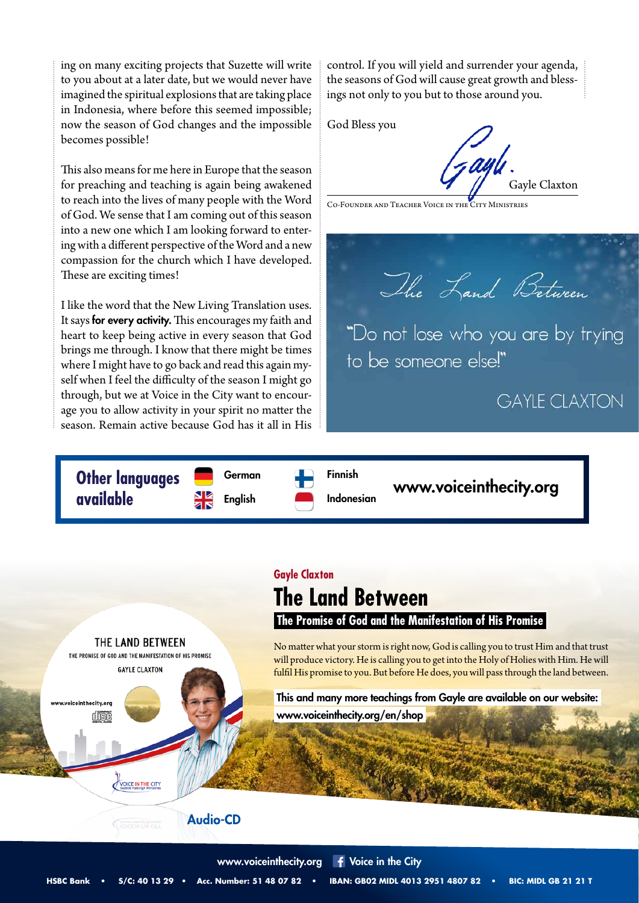ing on many exciting projects that Suzette will write to you about at a later date, but we would never have imagined the spiritual explosions that are taking place in Indonesia, where before this seemed impossible; now the season of God changes and the impossible becomes possible!

This also means for me here in Europe that the season for preaching and teaching is again being awakened to reach into the lives of many people with the Word of God. We sense that I am coming out of this season into a new one which I am looking forward to entering with a different perspective of the Word and a new compassion for the church which I have developed. These are exciting times!

I like the word that the New Living Translation uses. It says **for every activity.** This encourages my faith and heart to keep being active in every season that God brings me through. I know that there might be times where I might have to go back and read this again myself when I feel the difficulty of the season I might go through, but we at Voice in the City want to encourage you to allow activity in your spirit no matter the season. Remain active because God has it all in His control. If you will yield and surrender your agenda, the seasons of God will cause great growth and blessings not only to you but to those around you.

God Bless you

Gayle Claxton

CO-FOUNDER AND TEACHER VOICE IN THE CITY MINISTRIES

*The Land Between*

"Do not lose who you are by trying to be someone else!"

GAYLE CLAXTON

**Other languages available**

- German
- English
- Finnish
- Indonesian

**www.voiceinthecity.org**

THE LAND BETWEEN
THE PROMISE OF GOD AND THE MANIFESTATION OF HIS PROMISE
GAYLE CLAXTON

Audio-CD

**Gayle Claxton**

## The Land Between

**The Promise of God and the Manifestation of His Promise**

No matter what your storm is right now, God is calling you to trust Him and that trust will produce victory. He is calling you to get into the Holy of Holies with Him. He will fulfil His promise to you. But before He does, you will pass through the land between.

**This and many more teachings from Gayle are available on our website: www.voiceinthecity.org/en/shop**

www.voiceinthecity.org | Voice in the City

**HSBC Bank • S/C: 40 13 29 • Acc. Number: 51 48 07 82 • IBAN: GB02 MIDL 4013 2951 4807 82 • BIC: MIDL GB 21 21 T**